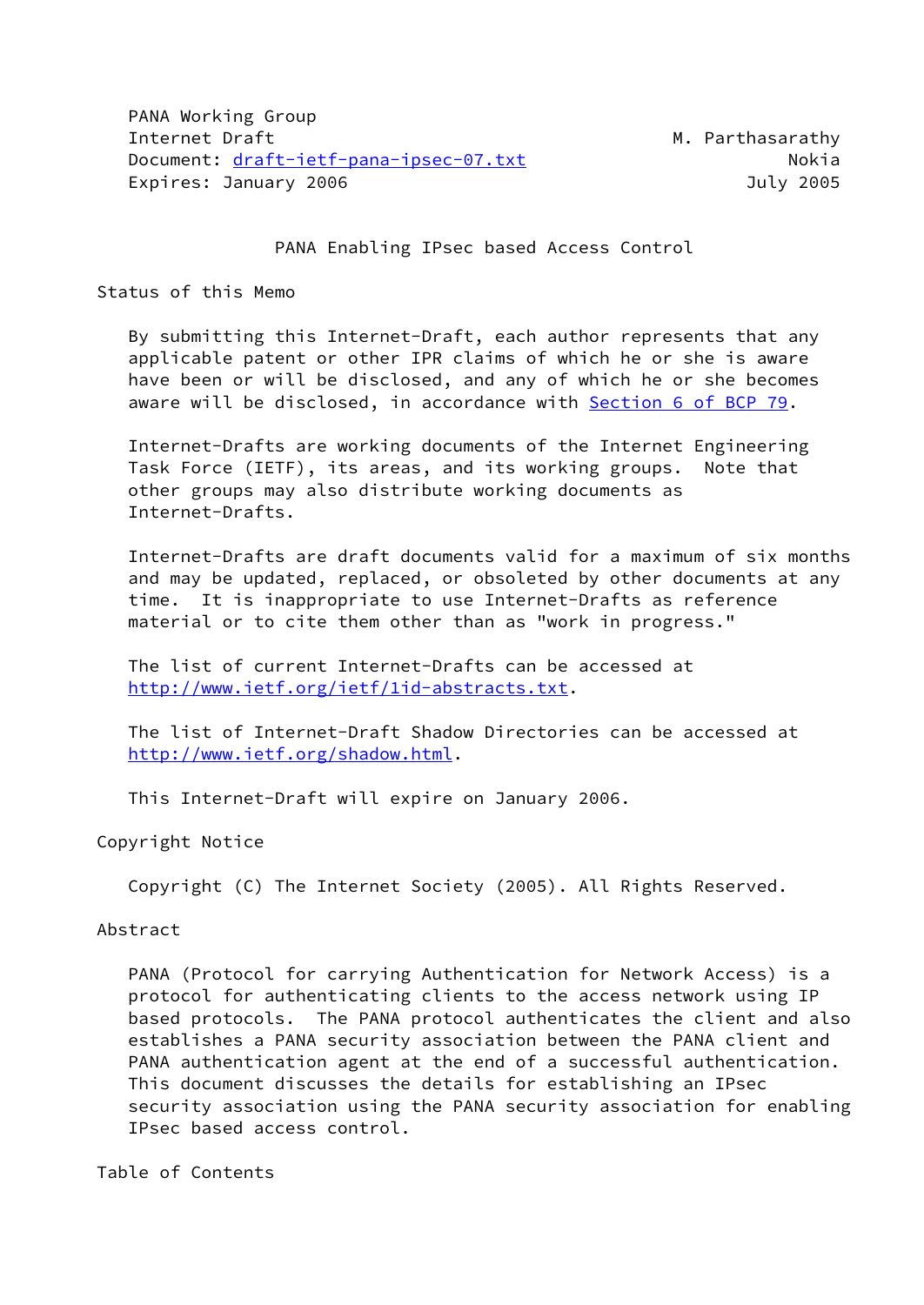PANA Working Group
Internet Draft M. Parthasarathy
Document: draft-ietf-pana-ipsec-07.txt Nokia
Expires: January 2006 July 2005

# PANA Enabling IPsec based Access Control

## Status of this Memo

By submitting this Internet-Draft, each author represents that any applicable patent or other IPR claims of which he or she is aware have been or will be disclosed, and any of which he or she becomes aware will be disclosed, in accordance with Section 6 of BCP 79.

Internet-Drafts are working documents of the Internet Engineering Task Force (IETF), its areas, and its working groups. Note that other groups may also distribute working documents as Internet-Drafts.

Internet-Drafts are draft documents valid for a maximum of six months and may be updated, replaced, or obsoleted by other documents at any time. It is inappropriate to use Internet-Drafts as reference material or to cite them other than as "work in progress."

The list of current Internet-Drafts can be accessed at http://www.ietf.org/ietf/1id-abstracts.txt.

The list of Internet-Draft Shadow Directories can be accessed at http://www.ietf.org/shadow.html.

This Internet-Draft will expire on January 2006.

## Copyright Notice

Copyright (C) The Internet Society (2005). All Rights Reserved.

## Abstract

PANA (Protocol for carrying Authentication for Network Access) is a protocol for authenticating clients to the access network using IP based protocols. The PANA protocol authenticates the client and also establishes a PANA security association between the PANA client and PANA authentication agent at the end of a successful authentication. This document discusses the details for establishing an IPsec security association using the PANA security association for enabling IPsec based access control.

## Table of Contents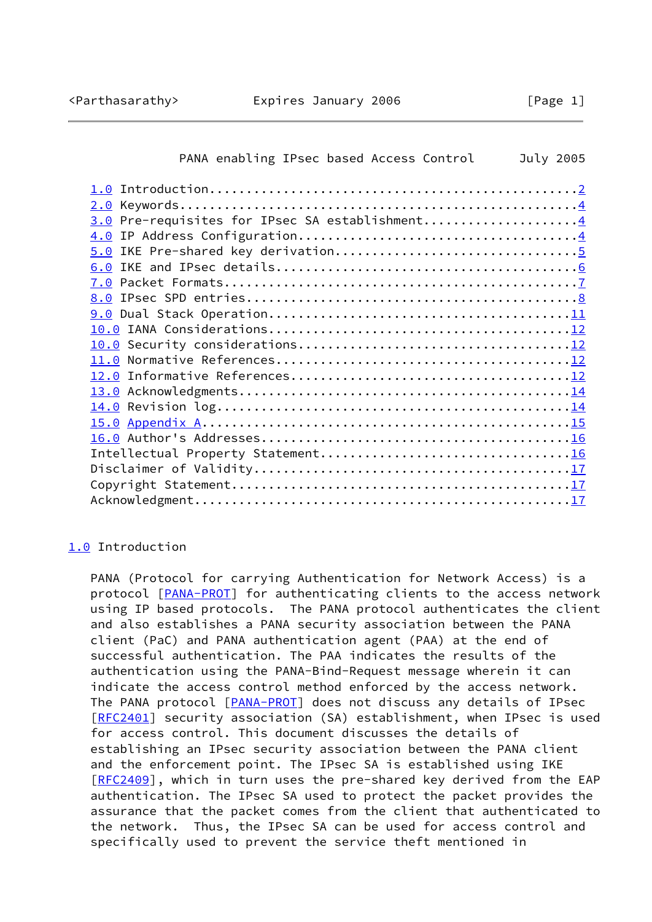1.0 Introduction....................................................2
2.0 Keywords........................................................4
3.0 Pre-requisites for IPsec SA establishment.......................4
4.0 IP Address Configuration........................................4
5.0 IKE Pre-shared key derivation...................................5
6.0 IKE and IPsec details...........................................6
7.0 Packet Formats..................................................7
8.0 IPsec SPD entries...............................................8
9.0 Dual Stack Operation...........................................11
10.0 IANA Considerations...........................................12
10.0 Security considerations.......................................12
11.0 Normative References..........................................12
12.0 Informative References........................................12
13.0 Acknowledgments...............................................14
14.0 Revision log..................................................14
15.0 Appendix A....................................................15
16.0 Author's Addresses............................................16
Intellectual Property Statement....................................16
Disclaimer of Validity.............................................17
Copyright Statement................................................17
Acknowledgment.....................................................17

## 1.0 Introduction

PANA (Protocol for carrying Authentication for Network Access) is a protocol [PANA-PROT] for authenticating clients to the access network using IP based protocols. The PANA protocol authenticates the client and also establishes a PANA security association between the PANA client (PaC) and PANA authentication agent (PAA) at the end of successful authentication. The PAA indicates the results of the authentication using the PANA-Bind-Request message wherein it can indicate the access control method enforced by the access network. The PANA protocol [PANA-PROT] does not discuss any details of IPsec [RFC2401] security association (SA) establishment, when IPsec is used for access control. This document discusses the details of establishing an IPsec security association between the PANA client and the enforcement point. The IPsec SA is established using IKE [RFC2409], which in turn uses the pre-shared key derived from the EAP authentication. The IPsec SA used to protect the packet provides the assurance that the packet comes from the client that authenticated to the network. Thus, the IPsec SA can be used for access control and specifically used to prevent the service theft mentioned in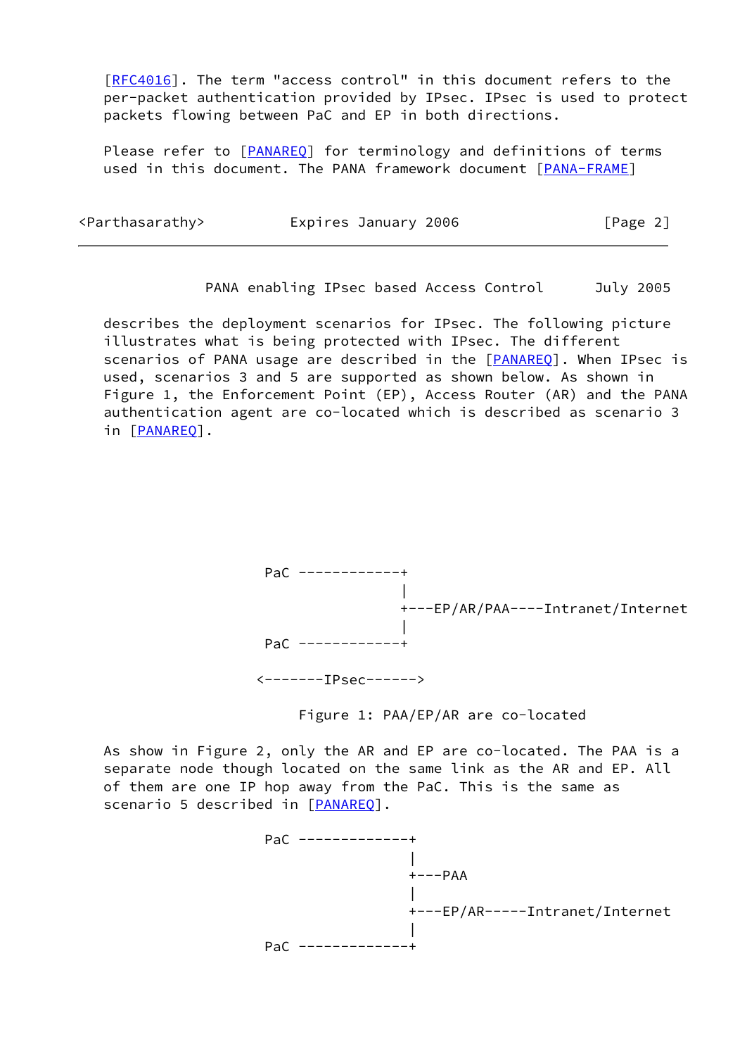[RFC4016]. The term "access control" in this document refers to the per-packet authentication provided by IPsec. IPsec is used to protect packets flowing between PaC and EP in both directions.

Please refer to [PANAREQ] for terminology and definitions of terms used in this document. The PANA framework document [PANA-FRAME] describes the deployment scenarios for IPsec. The following picture illustrates what is being protected with IPsec. The different scenarios of PANA usage are described in the [PANAREQ]. When IPsec is used, scenarios 3 and 5 are supported as shown below. As shown in Figure 1, the Enforcement Point (EP), Access Router (AR) and the PANA authentication agent are co-located which is described as scenario 3 in [PANAREQ].

```
PaC ------------+
                |
                +---EP/AR/PAA----Intranet/Internet
                |
PaC ------------+

<-------IPsec------>

       Figure 1: PAA/EP/AR are co-located
```

As show in Figure 2, only the AR and EP are co-located. The PAA is a separate node though located on the same link as the AR and EP. All of them are one IP hop away from the PaC. This is the same as scenario 5 described in [PANAREQ].

```
PaC -------------+
                 |
                 +---PAA
                 |
                 +---EP/AR-----Intranet/Internet
                 |
PaC -------------+
```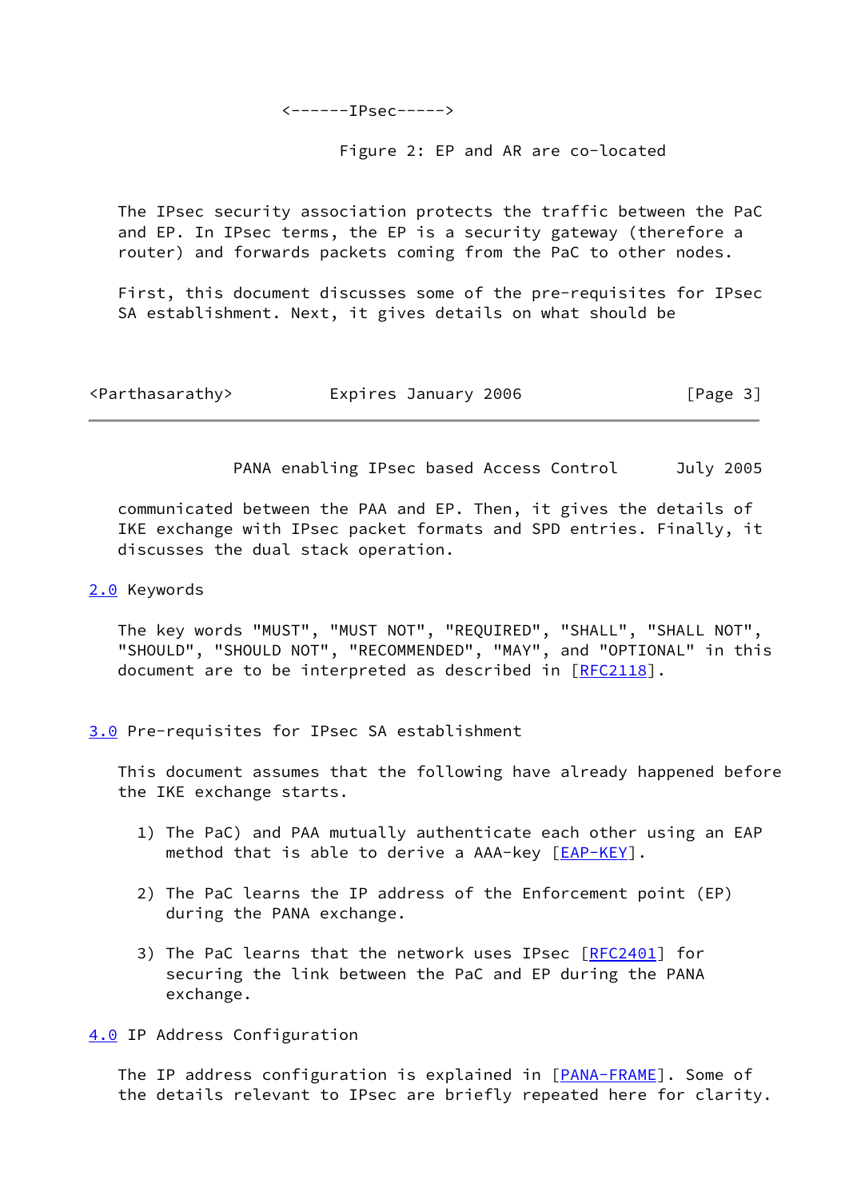```
<------IPsec----->
```

Figure 2: EP and AR are co-located

The IPsec security association protects the traffic between the PaC and EP. In IPsec terms, the EP is a security gateway (therefore a router) and forwards packets coming from the PaC to other nodes.

First, this document discusses some of the pre-requisites for IPsec SA establishment. Next, it gives details on what should be communicated between the PAA and EP. Then, it gives the details of IKE exchange with IPsec packet formats and SPD entries. Finally, it discusses the dual stack operation.

## 2.0 Keywords

The key words "MUST", "MUST NOT", "REQUIRED", "SHALL", "SHALL NOT", "SHOULD", "SHOULD NOT", "RECOMMENDED", "MAY", and "OPTIONAL" in this document are to be interpreted as described in [RFC2118].

## 3.0 Pre-requisites for IPsec SA establishment

This document assumes that the following have already happened before the IKE exchange starts.

1) The PaC) and PAA mutually authenticate each other using an EAP method that is able to derive a AAA-key [EAP-KEY].

2) The PaC learns the IP address of the Enforcement point (EP) during the PANA exchange.

3) The PaC learns that the network uses IPsec [RFC2401] for securing the link between the PaC and EP during the PANA exchange.

## 4.0 IP Address Configuration

The IP address configuration is explained in [PANA-FRAME]. Some of the details relevant to IPsec are briefly repeated here for clarity.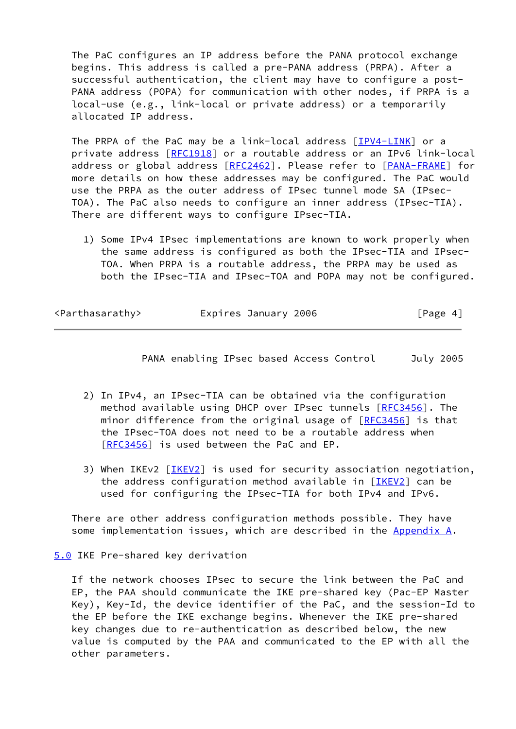The PaC configures an IP address before the PANA protocol exchange begins. This address is called a pre-PANA address (PRPA). After a successful authentication, the client may have to configure a post-PANA address (POPA) for communication with other nodes, if PRPA is a local-use (e.g., link-local or private address) or a temporarily allocated IP address.

The PRPA of the PaC may be a link-local address [IPV4-LINK] or a private address [RFC1918] or a routable address or an IPv6 link-local address or global address [RFC2462]. Please refer to [PANA-FRAME] for more details on how these addresses may be configured. The PaC would use the PRPA as the outer address of IPsec tunnel mode SA (IPsec-TOA). The PaC also needs to configure an inner address (IPsec-TIA). There are different ways to configure IPsec-TIA.

1) Some IPv4 IPsec implementations are known to work properly when the same address is configured as both the IPsec-TIA and IPsec-TOA. When PRPA is a routable address, the PRPA may be used as both the IPsec-TIA and IPsec-TOA and POPA may not be configured.

2) In IPv4, an IPsec-TIA can be obtained via the configuration method available using DHCP over IPsec tunnels [RFC3456]. The minor difference from the original usage of [RFC3456] is that the IPsec-TOA does not need to be a routable address when [RFC3456] is used between the PaC and EP.

3) When IKEv2 [IKEV2] is used for security association negotiation, the address configuration method available in [IKEV2] can be used for configuring the IPsec-TIA for both IPv4 and IPv6.

There are other address configuration methods possible. They have some implementation issues, which are described in the Appendix A.

## 5.0 IKE Pre-shared key derivation

If the network chooses IPsec to secure the link between the PaC and EP, the PAA should communicate the IKE pre-shared key (Pac-EP Master Key), Key-Id, the device identifier of the PaC, and the session-Id to the EP before the IKE exchange begins. Whenever the IKE pre-shared key changes due to re-authentication as described below, the new value is computed by the PAA and communicated to the EP with all the other parameters.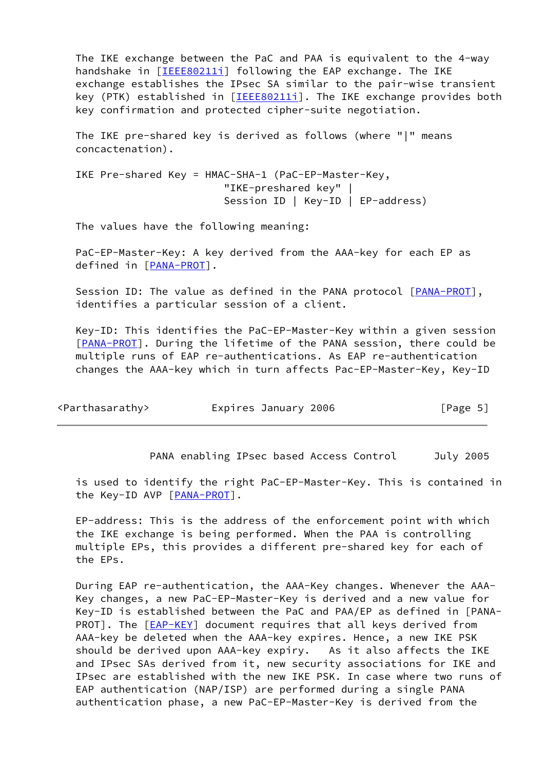The IKE exchange between the PaC and PAA is equivalent to the 4-way handshake in [IEEE80211i] following the EAP exchange. The IKE exchange establishes the IPsec SA similar to the pair-wise transient key (PTK) established in [IEEE80211i]. The IKE exchange provides both key confirmation and protected cipher-suite negotiation.

The IKE pre-shared key is derived as follows (where "|" means concactenation).

```
IKE Pre-shared Key = HMAC-SHA-1 (PaC-EP-Master-Key,
                         "IKE-preshared key" |
                         Session ID | Key-ID | EP-address)
```

The values have the following meaning:

PaC-EP-Master-Key: A key derived from the AAA-key for each EP as defined in [PANA-PROT].

Session ID: The value as defined in the PANA protocol [PANA-PROT], identifies a particular session of a client.

Key-ID: This identifies the PaC-EP-Master-Key within a given session [PANA-PROT]. During the lifetime of the PANA session, there could be multiple runs of EAP re-authentications. As EAP re-authentication changes the AAA-key which in turn affects Pac-EP-Master-Key, Key-ID is used to identify the right PaC-EP-Master-Key. This is contained in the Key-ID AVP [PANA-PROT].

EP-address: This is the address of the enforcement point with which the IKE exchange is being performed. When the PAA is controlling multiple EPs, this provides a different pre-shared key for each of the EPs.

During EAP re-authentication, the AAA-Key changes. Whenever the AAA-Key changes, a new PaC-EP-Master-Key is derived and a new value for Key-ID is established between the PaC and PAA/EP as defined in [PANA-PROT]. The [EAP-KEY] document requires that all keys derived from AAA-key be deleted when the AAA-key expires. Hence, a new IKE PSK should be derived upon AAA-key expiry. As it also affects the IKE and IPsec SAs derived from it, new security associations for IKE and IPsec are established with the new IKE PSK. In case where two runs of EAP authentication (NAP/ISP) are performed during a single PANA authentication phase, a new PaC-EP-Master-Key is derived from the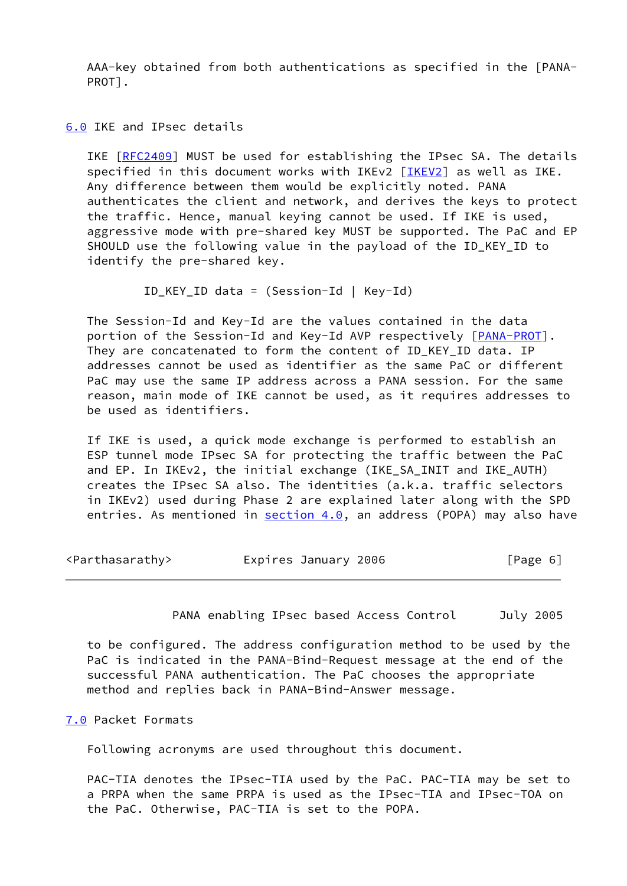AAA-key obtained from both authentications as specified in the [PANA-PROT].

## 6.0 IKE and IPsec details

IKE [RFC2409] MUST be used for establishing the IPsec SA. The details specified in this document works with IKEv2 [IKEV2] as well as IKE. Any difference between them would be explicitly noted. PANA authenticates the client and network, and derives the keys to protect the traffic. Hence, manual keying cannot be used. If IKE is used, aggressive mode with pre-shared key MUST be supported. The PaC and EP SHOULD use the following value in the payload of the ID_KEY_ID to identify the pre-shared key.

```
ID_KEY_ID data = (Session-Id | Key-Id)
```

The Session-Id and Key-Id are the values contained in the data portion of the Session-Id and Key-Id AVP respectively [PANA-PROT]. They are concatenated to form the content of ID_KEY_ID data. IP addresses cannot be used as identifier as the same PaC or different PaC may use the same IP address across a PANA session. For the same reason, main mode of IKE cannot be used, as it requires addresses to be used as identifiers.

If IKE is used, a quick mode exchange is performed to establish an ESP tunnel mode IPsec SA for protecting the traffic between the PaC and EP. In IKEv2, the initial exchange (IKE_SA_INIT and IKE_AUTH) creates the IPsec SA also. The identities (a.k.a. traffic selectors in IKEv2) used during Phase 2 are explained later along with the SPD entries. As mentioned in section 4.0, an address (POPA) may also have to be configured. The address configuration method to be used by the PaC is indicated in the PANA-Bind-Request message at the end of the successful PANA authentication. The PaC chooses the appropriate method and replies back in PANA-Bind-Answer message.

## 7.0 Packet Formats

Following acronyms are used throughout this document.

PAC-TIA denotes the IPsec-TIA used by the PaC. PAC-TIA may be set to a PRPA when the same PRPA is used as the IPsec-TIA and IPsec-TOA on the PaC. Otherwise, PAC-TIA is set to the POPA.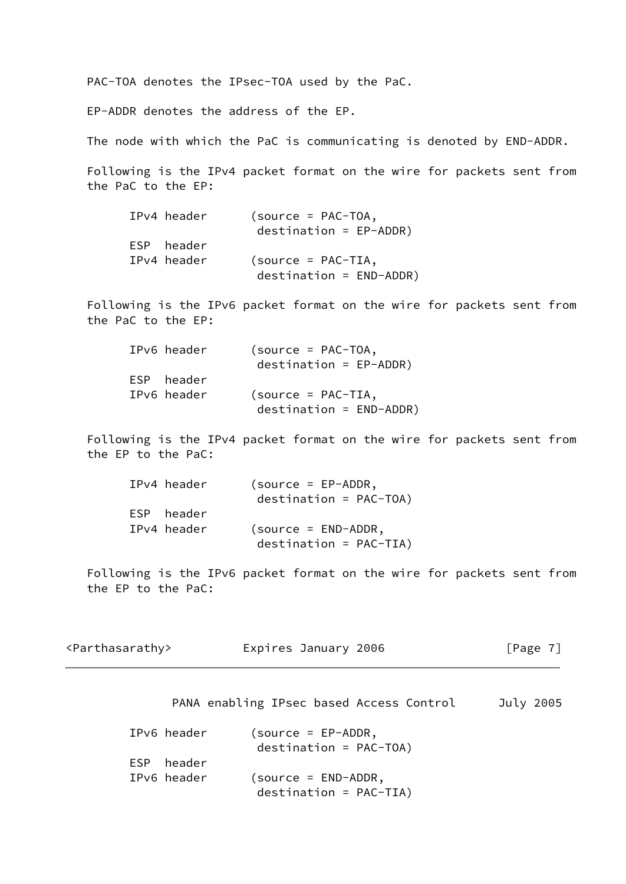PAC-TOA denotes the IPsec-TOA used by the PaC.

EP-ADDR denotes the address of the EP.

The node with which the PaC is communicating is denoted by END-ADDR.

Following is the IPv4 packet format on the wire for packets sent from the PaC to the EP:

```
IPv4 header      (source = PAC-TOA,
                  destination = EP-ADDR)
ESP  header
IPv4 header      (source = PAC-TIA,
                  destination = END-ADDR)
```

Following is the IPv6 packet format on the wire for packets sent from the PaC to the EP:

```
IPv6 header      (source = PAC-TOA,
                  destination = EP-ADDR)
ESP  header
IPv6 header      (source = PAC-TIA,
                  destination = END-ADDR)
```

Following is the IPv4 packet format on the wire for packets sent from the EP to the PaC:

```
IPv4 header      (source = EP-ADDR,
                  destination = PAC-TOA)
ESP  header
IPv4 header      (source = END-ADDR,
                  destination = PAC-TIA)
```

Following is the IPv6 packet format on the wire for packets sent from the EP to the PaC:

```
IPv6 header      (source = EP-ADDR,
                  destination = PAC-TOA)
ESP  header
IPv6 header      (source = END-ADDR,
                  destination = PAC-TIA)
```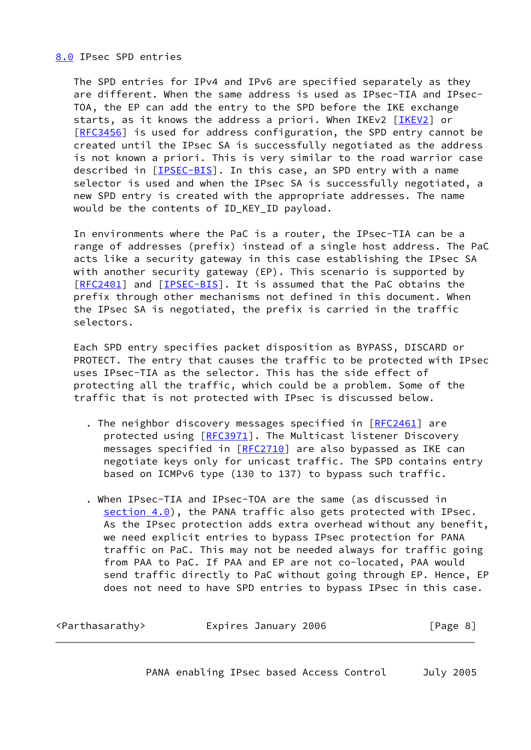## 8.0 IPsec SPD entries

The SPD entries for IPv4 and IPv6 are specified separately as they are different. When the same address is used as IPsec-TIA and IPsec-TOA, the EP can add the entry to the SPD before the IKE exchange starts, as it knows the address a priori. When IKEv2 [IKEV2] or [RFC3456] is used for address configuration, the SPD entry cannot be created until the IPsec SA is successfully negotiated as the address is not known a priori. This is very similar to the road warrior case described in [IPSEC-BIS]. In this case, an SPD entry with a name selector is used and when the IPsec SA is successfully negotiated, a new SPD entry is created with the appropriate addresses. The name would be the contents of ID_KEY_ID payload.

In environments where the PaC is a router, the IPsec-TIA can be a range of addresses (prefix) instead of a single host address. The PaC acts like a security gateway in this case establishing the IPsec SA with another security gateway (EP). This scenario is supported by [RFC2401] and [IPSEC-BIS]. It is assumed that the PaC obtains the prefix through other mechanisms not defined in this document. When the IPsec SA is negotiated, the prefix is carried in the traffic selectors.

Each SPD entry specifies packet disposition as BYPASS, DISCARD or PROTECT. The entry that causes the traffic to be protected with IPsec uses IPsec-TIA as the selector. This has the side effect of protecting all the traffic, which could be a problem. Some of the traffic that is not protected with IPsec is discussed below.

- The neighbor discovery messages specified in [RFC2461] are protected using [RFC3971]. The Multicast listener Discovery messages specified in [RFC2710] are also bypassed as IKE can negotiate keys only for unicast traffic. The SPD contains entry based on ICMPv6 type (130 to 137) to bypass such traffic.

- When IPsec-TIA and IPsec-TOA are the same (as discussed in section 4.0), the PANA traffic also gets protected with IPsec. As the IPsec protection adds extra overhead without any benefit, we need explicit entries to bypass IPsec protection for PANA traffic on PaC. This may not be needed always for traffic going from PAA to PaC. If PAA and EP are not co-located, PAA would send traffic directly to PaC without going through EP. Hence, EP does not need to have SPD entries to bypass IPsec in this case.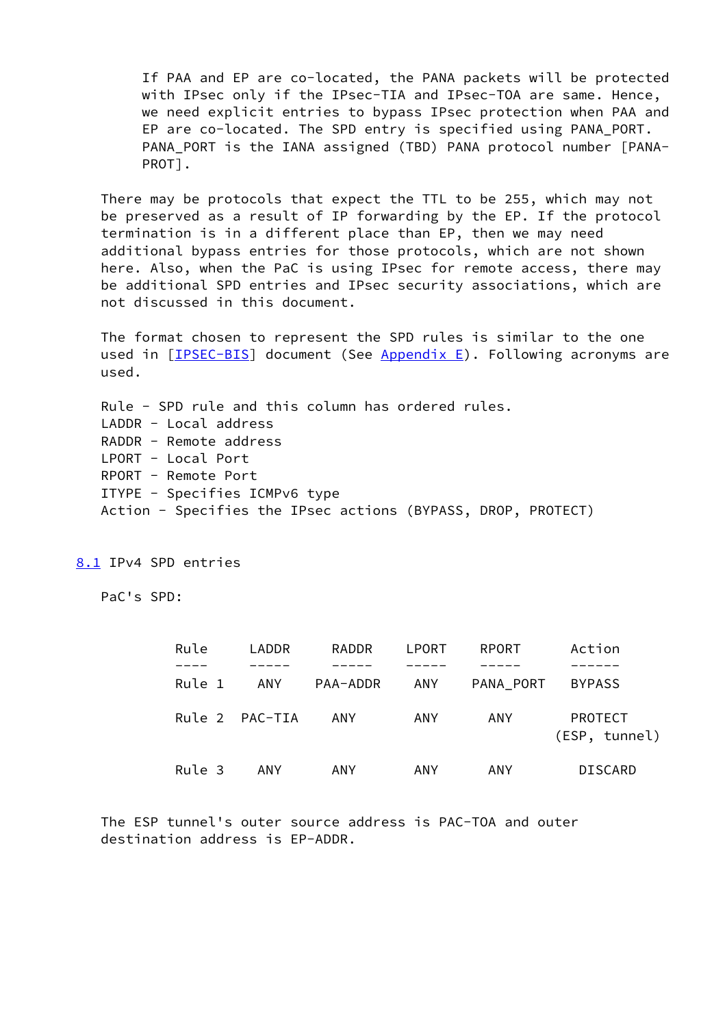If PAA and EP are co-located, the PANA packets will be protected with IPsec only if the IPsec-TIA and IPsec-TOA are same. Hence, we need explicit entries to bypass IPsec protection when PAA and EP are co-located. The SPD entry is specified using PANA_PORT. PANA_PORT is the IANA assigned (TBD) PANA protocol number [PANA-PROT].

There may be protocols that expect the TTL to be 255, which may not be preserved as a result of IP forwarding by the EP. If the protocol termination is in a different place than EP, then we may need additional bypass entries for those protocols, which are not shown here. Also, when the PaC is using IPsec for remote access, there may be additional SPD entries and IPsec security associations, which are not discussed in this document.

The format chosen to represent the SPD rules is similar to the one used in [IPSEC-BIS] document (See Appendix E). Following acronyms are used.

Rule - SPD rule and this column has ordered rules.
LADDR - Local address
RADDR - Remote address
LPORT - Local Port
RPORT - Remote Port
ITYPE - Specifies ICMPv6 type
Action - Specifies the IPsec actions (BYPASS, DROP, PROTECT)

## 8.1 IPv4 SPD entries

PaC's SPD:

| Rule | LADDR | RADDR | LPORT | RPORT | Action |
|---|---|---|---|---|---|
| Rule 1 | ANY | PAA-ADDR | ANY | PANA_PORT | BYPASS |
| Rule 2 | PAC-TIA | ANY | ANY | ANY | PROTECT (ESP, tunnel) |
| Rule 3 | ANY | ANY | ANY | ANY | DISCARD |

The ESP tunnel's outer source address is PAC-TOA and outer destination address is EP-ADDR.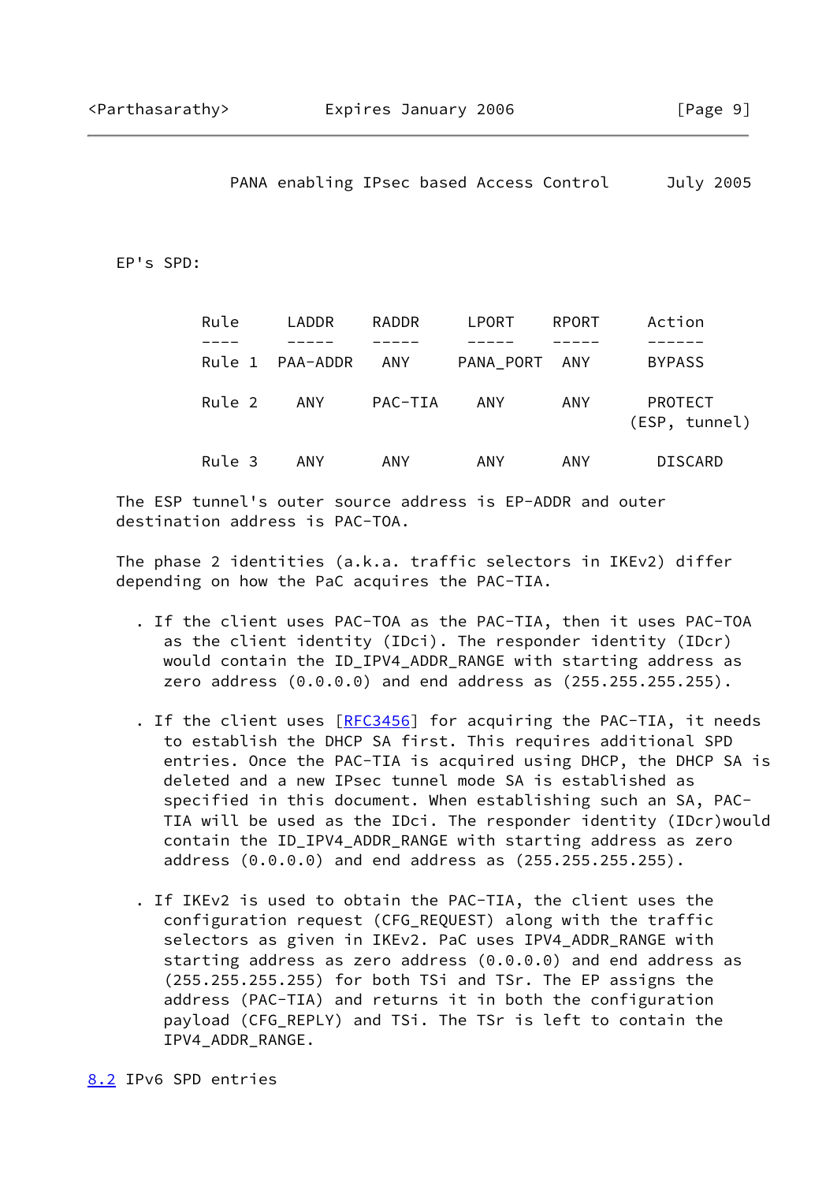EP's SPD:

| Rule | LADDR | RADDR | LPORT | RPORT | Action |
| --- | --- | --- | --- | --- | --- |
| Rule 1 | PAA-ADDR | ANY | PANA_PORT | ANY | BYPASS |
| Rule 2 | ANY | PAC-TIA | ANY | ANY | PROTECT (ESP, tunnel) |
| Rule 3 | ANY | ANY | ANY | ANY | DISCARD |

The ESP tunnel's outer source address is EP-ADDR and outer destination address is PAC-TOA.

The phase 2 identities (a.k.a. traffic selectors in IKEv2) differ depending on how the PaC acquires the PAC-TIA.

- If the client uses PAC-TOA as the PAC-TIA, then it uses PAC-TOA as the client identity (IDci). The responder identity (IDcr) would contain the ID_IPV4_ADDR_RANGE with starting address as zero address (0.0.0.0) and end address as (255.255.255.255).

- If the client uses [RFC3456] for acquiring the PAC-TIA, it needs to establish the DHCP SA first. This requires additional SPD entries. Once the PAC-TIA is acquired using DHCP, the DHCP SA is deleted and a new IPsec tunnel mode SA is established as specified in this document. When establishing such an SA, PAC-TIA will be used as the IDci. The responder identity (IDcr)would contain the ID_IPV4_ADDR_RANGE with starting address as zero address (0.0.0.0) and end address as (255.255.255.255).

- If IKEv2 is used to obtain the PAC-TIA, the client uses the configuration request (CFG_REQUEST) along with the traffic selectors as given in IKEv2. PaC uses IPV4_ADDR_RANGE with starting address as zero address (0.0.0.0) and end address as (255.255.255.255) for both TSi and TSr. The EP assigns the address (PAC-TIA) and returns it in both the configuration payload (CFG_REPLY) and TSi. The TSr is left to contain the IPV4_ADDR_RANGE.

### 8.2 IPv6 SPD entries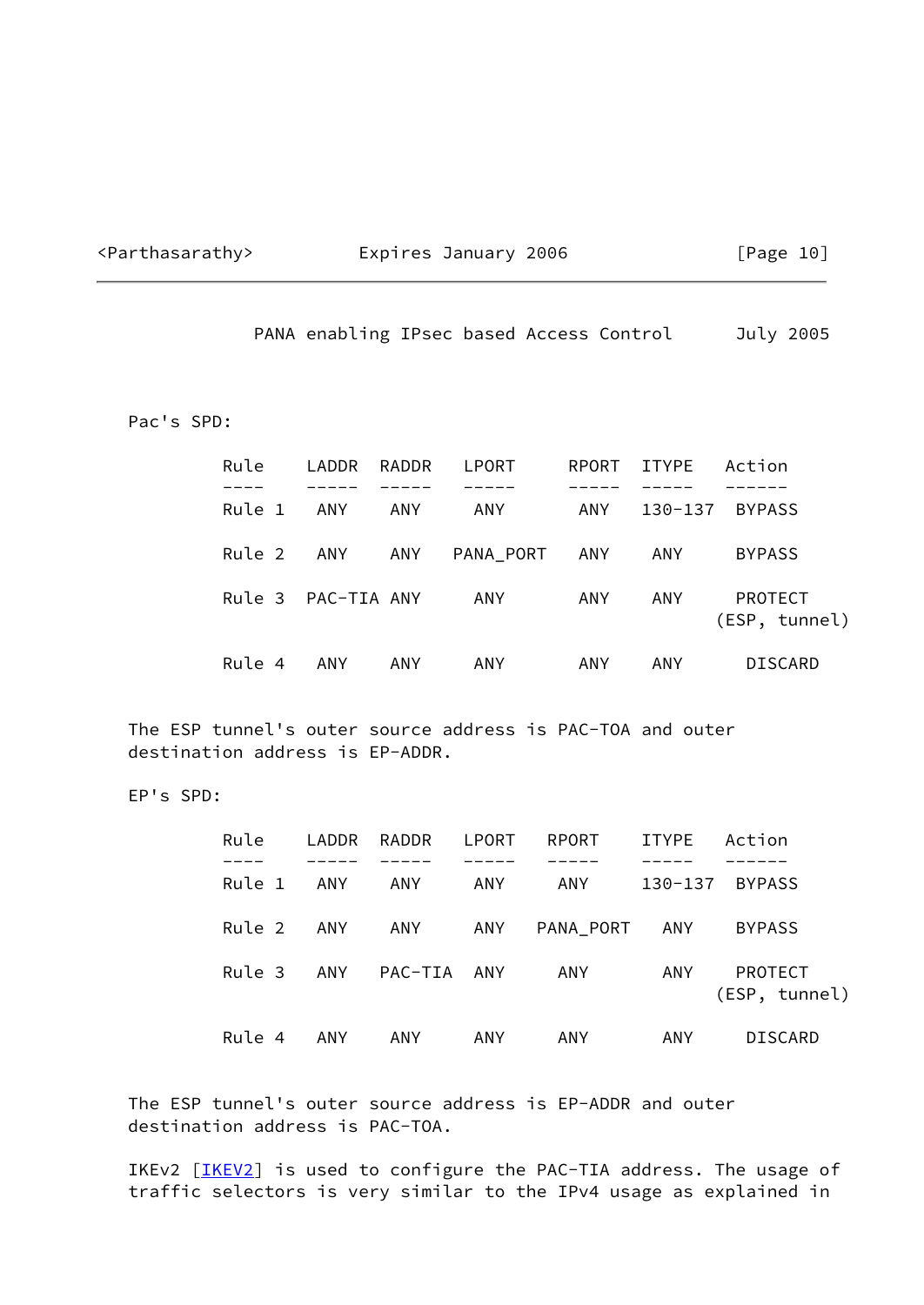Pac's SPD:

| Rule | LADDR | RADDR | LPORT | RPORT | ITYPE | Action |
|---|---|---|---|---|---|---|
| Rule 1 | ANY | ANY | ANY | ANY | 130-137 | BYPASS |
| Rule 2 | ANY | ANY | PANA_PORT | ANY | ANY | BYPASS |
| Rule 3 | PAC-TIA | ANY | ANY | ANY | ANY | PROTECT (ESP, tunnel) |
| Rule 4 | ANY | ANY | ANY | ANY | ANY | DISCARD |

The ESP tunnel's outer source address is PAC-TOA and outer destination address is EP-ADDR.

EP's SPD:

| Rule | LADDR | RADDR | LPORT | RPORT | ITYPE | Action |
|---|---|---|---|---|---|---|
| Rule 1 | ANY | ANY | ANY | ANY | 130-137 | BYPASS |
| Rule 2 | ANY | ANY | ANY | PANA_PORT | ANY | BYPASS |
| Rule 3 | ANY | PAC-TIA | ANY | ANY | ANY | PROTECT (ESP, tunnel) |
| Rule 4 | ANY | ANY | ANY | ANY | ANY | DISCARD |

The ESP tunnel's outer source address is EP-ADDR and outer destination address is PAC-TOA.

IKEv2 [IKEV2] is used to configure the PAC-TIA address. The usage of traffic selectors is very similar to the IPv4 usage as explained in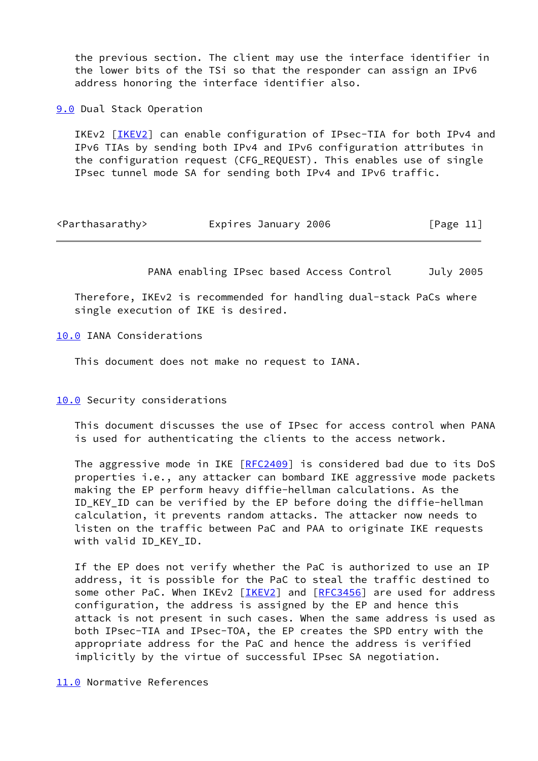the previous section. The client may use the interface identifier in the lower bits of the TSi so that the responder can assign an IPv6 address honoring the interface identifier also.

## 9.0 Dual Stack Operation

IKEv2 [IKEV2] can enable configuration of IPsec-TIA for both IPv4 and IPv6 TIAs by sending both IPv4 and IPv6 configuration attributes in the configuration request (CFG_REQUEST). This enables use of single IPsec tunnel mode SA for sending both IPv4 and IPv6 traffic.

Therefore, IKEv2 is recommended for handling dual-stack PaCs where single execution of IKE is desired.

## 10.0 IANA Considerations

This document does not make no request to IANA.

## 10.0 Security considerations

This document discusses the use of IPsec for access control when PANA is used for authenticating the clients to the access network.

The aggressive mode in IKE [RFC2409] is considered bad due to its DoS properties i.e., any attacker can bombard IKE aggressive mode packets making the EP perform heavy diffie-hellman calculations. As the ID_KEY_ID can be verified by the EP before doing the diffie-hellman calculation, it prevents random attacks. The attacker now needs to listen on the traffic between PaC and PAA to originate IKE requests with valid ID_KEY_ID.

If the EP does not verify whether the PaC is authorized to use an IP address, it is possible for the PaC to steal the traffic destined to some other PaC. When IKEv2 [IKEV2] and [RFC3456] are used for address configuration, the address is assigned by the EP and hence this attack is not present in such cases. When the same address is used as both IPsec-TIA and IPsec-TOA, the EP creates the SPD entry with the appropriate address for the PaC and hence the address is verified implicitly by the virtue of successful IPsec SA negotiation.

## 11.0 Normative References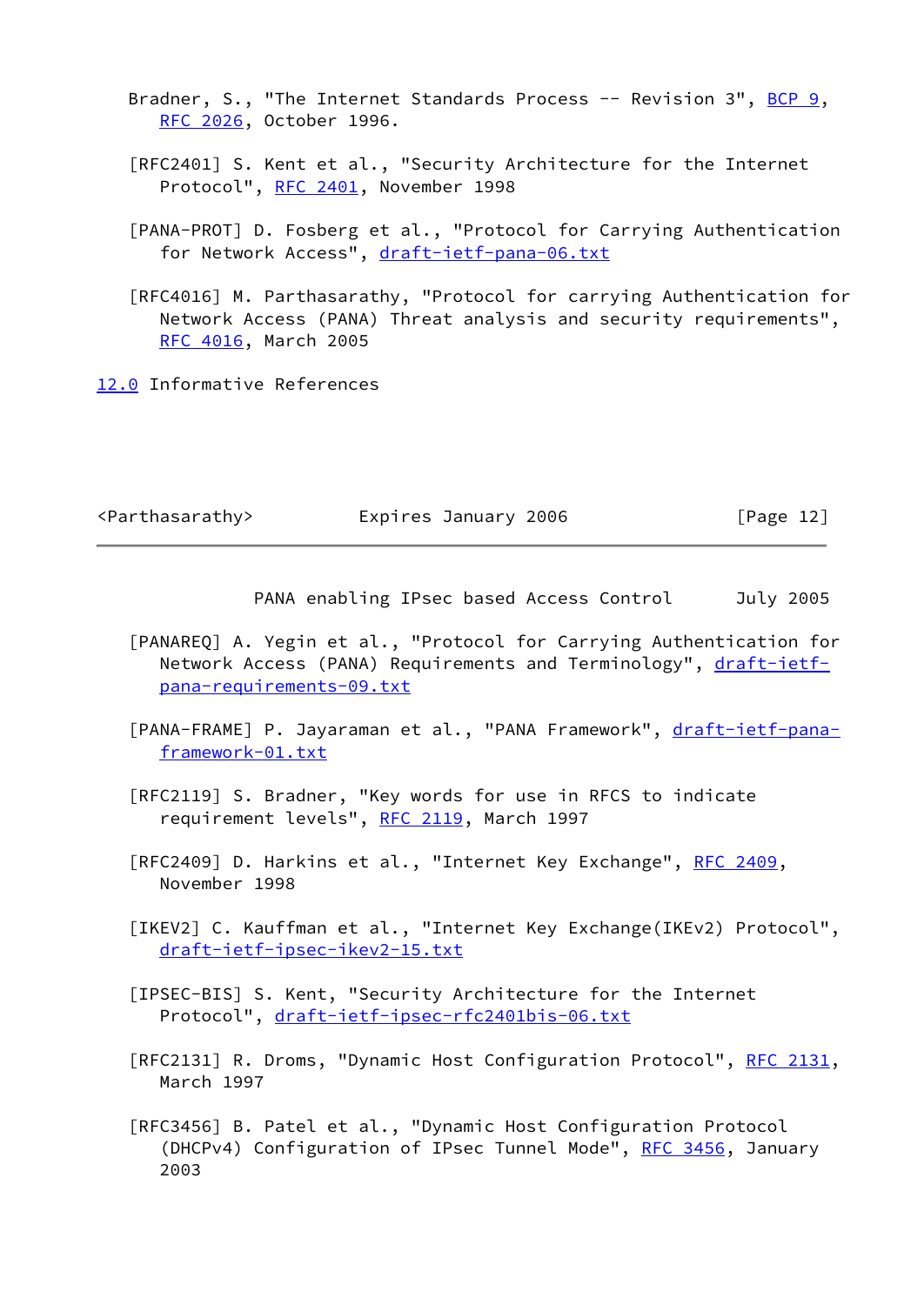Bradner, S., "The Internet Standards Process -- Revision 3", BCP 9, RFC 2026, October 1996.

[RFC2401] S. Kent et al., "Security Architecture for the Internet Protocol", RFC 2401, November 1998

[PANA-PROT] D. Fosberg et al., "Protocol for Carrying Authentication for Network Access", draft-ietf-pana-06.txt

[RFC4016] M. Parthasarathy, "Protocol for carrying Authentication for Network Access (PANA) Threat analysis and security requirements", RFC 4016, March 2005

## 12.0 Informative References

[PANAREQ] A. Yegin et al., "Protocol for Carrying Authentication for Network Access (PANA) Requirements and Terminology", draft-ietf-pana-requirements-09.txt

[PANA-FRAME] P. Jayaraman et al., "PANA Framework", draft-ietf-pana-framework-01.txt

[RFC2119] S. Bradner, "Key words for use in RFCS to indicate requirement levels", RFC 2119, March 1997

[RFC2409] D. Harkins et al., "Internet Key Exchange", RFC 2409, November 1998

[IKEV2] C. Kauffman et al., "Internet Key Exchange(IKEv2) Protocol", draft-ietf-ipsec-ikev2-15.txt

[IPSEC-BIS] S. Kent, "Security Architecture for the Internet Protocol", draft-ietf-ipsec-rfc2401bis-06.txt

[RFC2131] R. Droms, "Dynamic Host Configuration Protocol", RFC 2131, March 1997

[RFC3456] B. Patel et al., "Dynamic Host Configuration Protocol (DHCPv4) Configuration of IPsec Tunnel Mode", RFC 3456, January 2003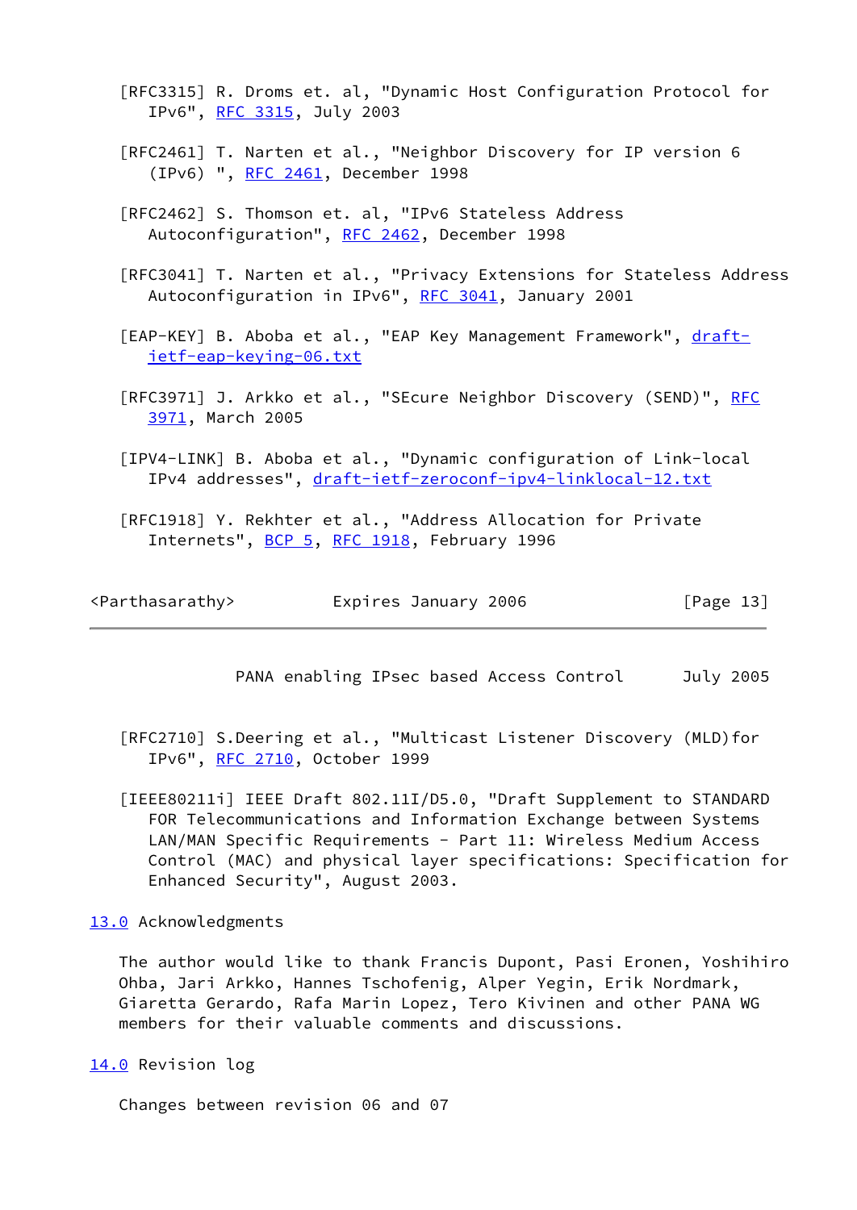[RFC3315] R. Droms et. al, "Dynamic Host Configuration Protocol for IPv6", RFC 3315, July 2003

[RFC2461] T. Narten et al., "Neighbor Discovery for IP version 6 (IPv6) ", RFC 2461, December 1998

[RFC2462] S. Thomson et. al, "IPv6 Stateless Address Autoconfiguration", RFC 2462, December 1998

[RFC3041] T. Narten et al., "Privacy Extensions for Stateless Address Autoconfiguration in IPv6", RFC 3041, January 2001

[EAP-KEY] B. Aboba et al., "EAP Key Management Framework", draft-ietf-eap-keying-06.txt

[RFC3971] J. Arkko et al., "SEcure Neighbor Discovery (SEND)", RFC 3971, March 2005

[IPV4-LINK] B. Aboba et al., "Dynamic configuration of Link-local IPv4 addresses", draft-ietf-zeroconf-ipv4-linklocal-12.txt

[RFC1918] Y. Rekhter et al., "Address Allocation for Private Internets", BCP 5, RFC 1918, February 1996

[RFC2710] S.Deering et al., "Multicast Listener Discovery (MLD)for IPv6", RFC 2710, October 1999

[IEEE80211i] IEEE Draft 802.11I/D5.0, "Draft Supplement to STANDARD FOR Telecommunications and Information Exchange between Systems LAN/MAN Specific Requirements - Part 11: Wireless Medium Access Control (MAC) and physical layer specifications: Specification for Enhanced Security", August 2003.

## 13.0 Acknowledgments

The author would like to thank Francis Dupont, Pasi Eronen, Yoshihiro Ohba, Jari Arkko, Hannes Tschofenig, Alper Yegin, Erik Nordmark, Giaretta Gerardo, Rafa Marin Lopez, Tero Kivinen and other PANA WG members for their valuable comments and discussions.

## 14.0 Revision log

Changes between revision 06 and 07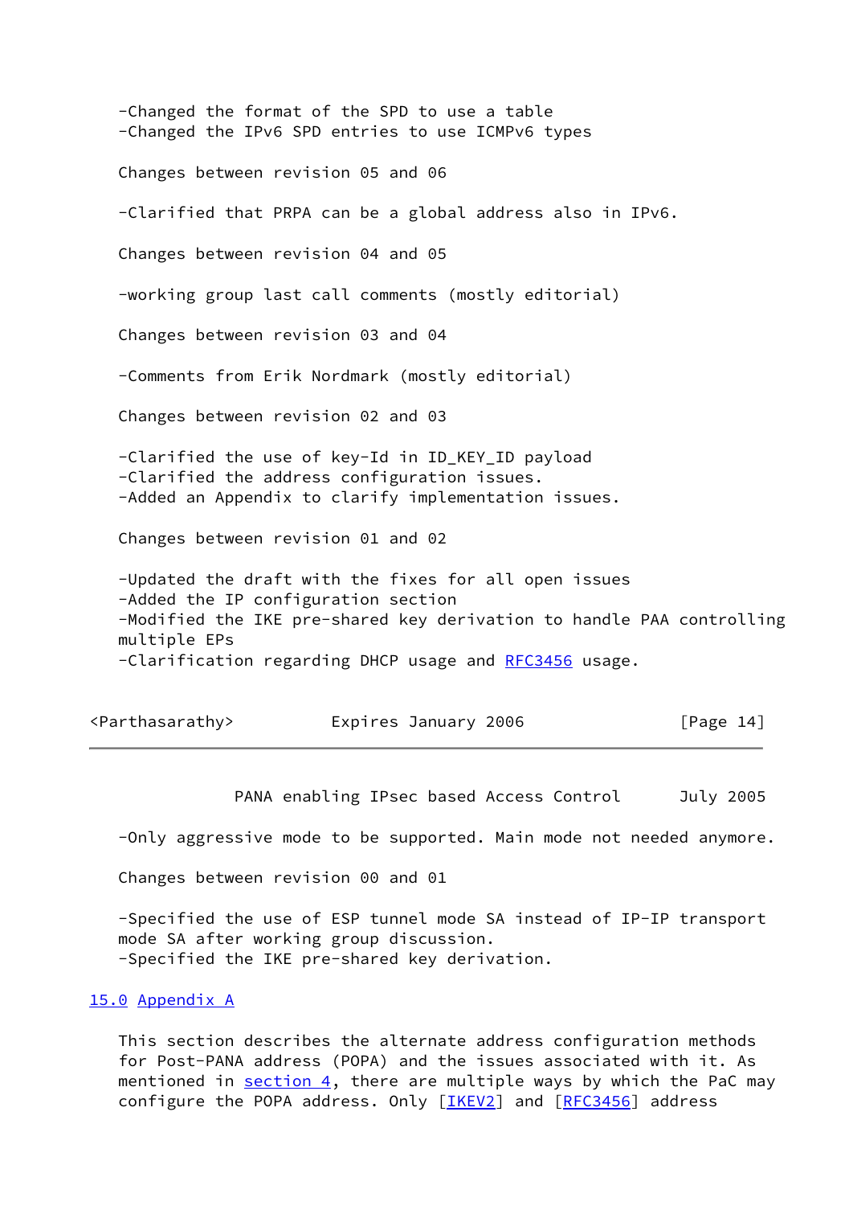-Changed the format of the SPD to use a table
-Changed the IPv6 SPD entries to use ICMPv6 types

Changes between revision 05 and 06

-Clarified that PRPA can be a global address also in IPv6.

Changes between revision 04 and 05

-working group last call comments (mostly editorial)

Changes between revision 03 and 04

-Comments from Erik Nordmark (mostly editorial)

Changes between revision 02 and 03

-Clarified the use of key-Id in ID_KEY_ID payload
-Clarified the address configuration issues.
-Added an Appendix to clarify implementation issues.

Changes between revision 01 and 02

-Updated the draft with the fixes for all open issues
-Added the IP configuration section
-Modified the IKE pre-shared key derivation to handle PAA controlling multiple EPs
-Clarification regarding DHCP usage and RFC3456 usage.

-Only aggressive mode to be supported. Main mode not needed anymore.

Changes between revision 00 and 01

-Specified the use of ESP tunnel mode SA instead of IP-IP transport mode SA after working group discussion.
-Specified the IKE pre-shared key derivation.

## 15.0 Appendix A

This section describes the alternate address configuration methods for Post-PANA address (POPA) and the issues associated with it. As mentioned in section 4, there are multiple ways by which the PaC may configure the POPA address. Only [IKEV2] and [RFC3456] address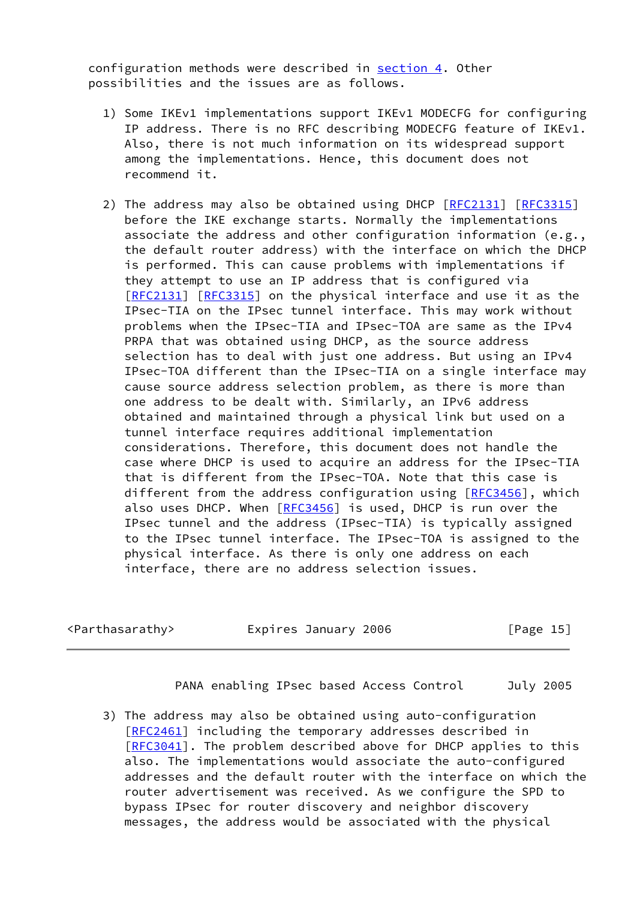configuration methods were described in section 4. Other possibilities and the issues are as follows.

1) Some IKEv1 implementations support IKEv1 MODECFG for configuring IP address. There is no RFC describing MODECFG feature of IKEv1. Also, there is not much information on its widespread support among the implementations. Hence, this document does not recommend it.

2) The address may also be obtained using DHCP [RFC2131] [RFC3315] before the IKE exchange starts. Normally the implementations associate the address and other configuration information (e.g., the default router address) with the interface on which the DHCP is performed. This can cause problems with implementations if they attempt to use an IP address that is configured via [RFC2131] [RFC3315] on the physical interface and use it as the IPsec-TIA on the IPsec tunnel interface. This may work without problems when the IPsec-TIA and IPsec-TOA are same as the IPv4 PRPA that was obtained using DHCP, as the source address selection has to deal with just one address. But using an IPv4 IPsec-TOA different than the IPsec-TIA on a single interface may cause source address selection problem, as there is more than one address to be dealt with. Similarly, an IPv6 address obtained and maintained through a physical link but used on a tunnel interface requires additional implementation considerations. Therefore, this document does not handle the case where DHCP is used to acquire an address for the IPsec-TIA that is different from the IPsec-TOA. Note that this case is different from the address configuration using [RFC3456], which also uses DHCP. When [RFC3456] is used, DHCP is run over the IPsec tunnel and the address (IPsec-TIA) is typically assigned to the IPsec tunnel interface. The IPsec-TOA is assigned to the physical interface. As there is only one address on each interface, there are no address selection issues.

3) The address may also be obtained using auto-configuration [RFC2461] including the temporary addresses described in [RFC3041]. The problem described above for DHCP applies to this also. The implementations would associate the auto-configured addresses and the default router with the interface on which the router advertisement was received. As we configure the SPD to bypass IPsec for router discovery and neighbor discovery messages, the address would be associated with the physical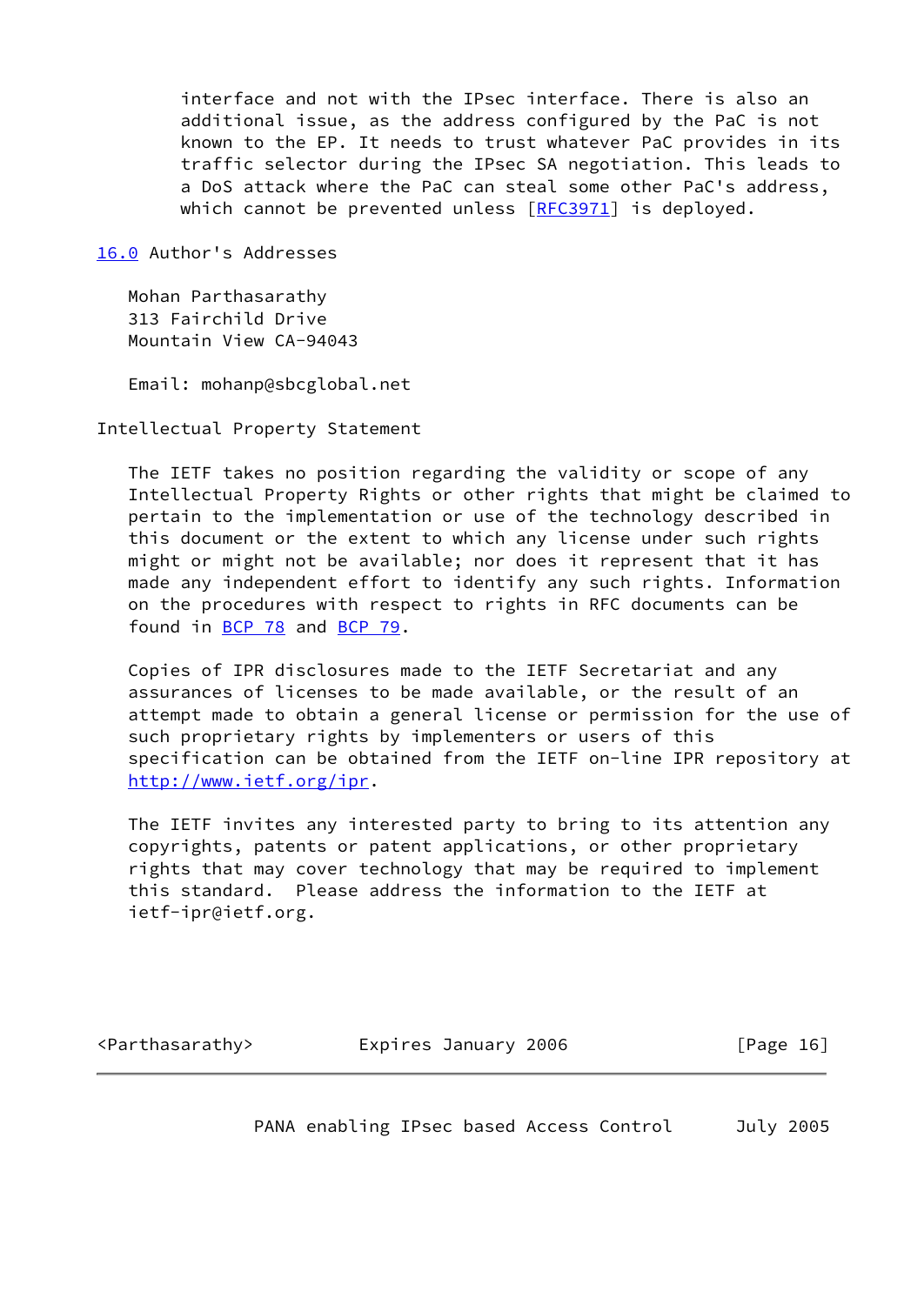interface and not with the IPsec interface. There is also an additional issue, as the address configured by the PaC is not known to the EP. It needs to trust whatever PaC provides in its traffic selector during the IPsec SA negotiation. This leads to a DoS attack where the PaC can steal some other PaC's address, which cannot be prevented unless [RFC3971] is deployed.

## 16.0 Author's Addresses

Mohan Parthasarathy
313 Fairchild Drive
Mountain View CA-94043

Email: mohanp@sbcglobal.net

## Intellectual Property Statement

The IETF takes no position regarding the validity or scope of any Intellectual Property Rights or other rights that might be claimed to pertain to the implementation or use of the technology described in this document or the extent to which any license under such rights might or might not be available; nor does it represent that it has made any independent effort to identify any such rights. Information on the procedures with respect to rights in RFC documents can be found in BCP 78 and BCP 79.

Copies of IPR disclosures made to the IETF Secretariat and any assurances of licenses to be made available, or the result of an attempt made to obtain a general license or permission for the use of such proprietary rights by implementers or users of this specification can be obtained from the IETF on-line IPR repository at http://www.ietf.org/ipr.

The IETF invites any interested party to bring to its attention any copyrights, patents or patent applications, or other proprietary rights that may cover technology that may be required to implement this standard. Please address the information to the IETF at ietf-ipr@ietf.org.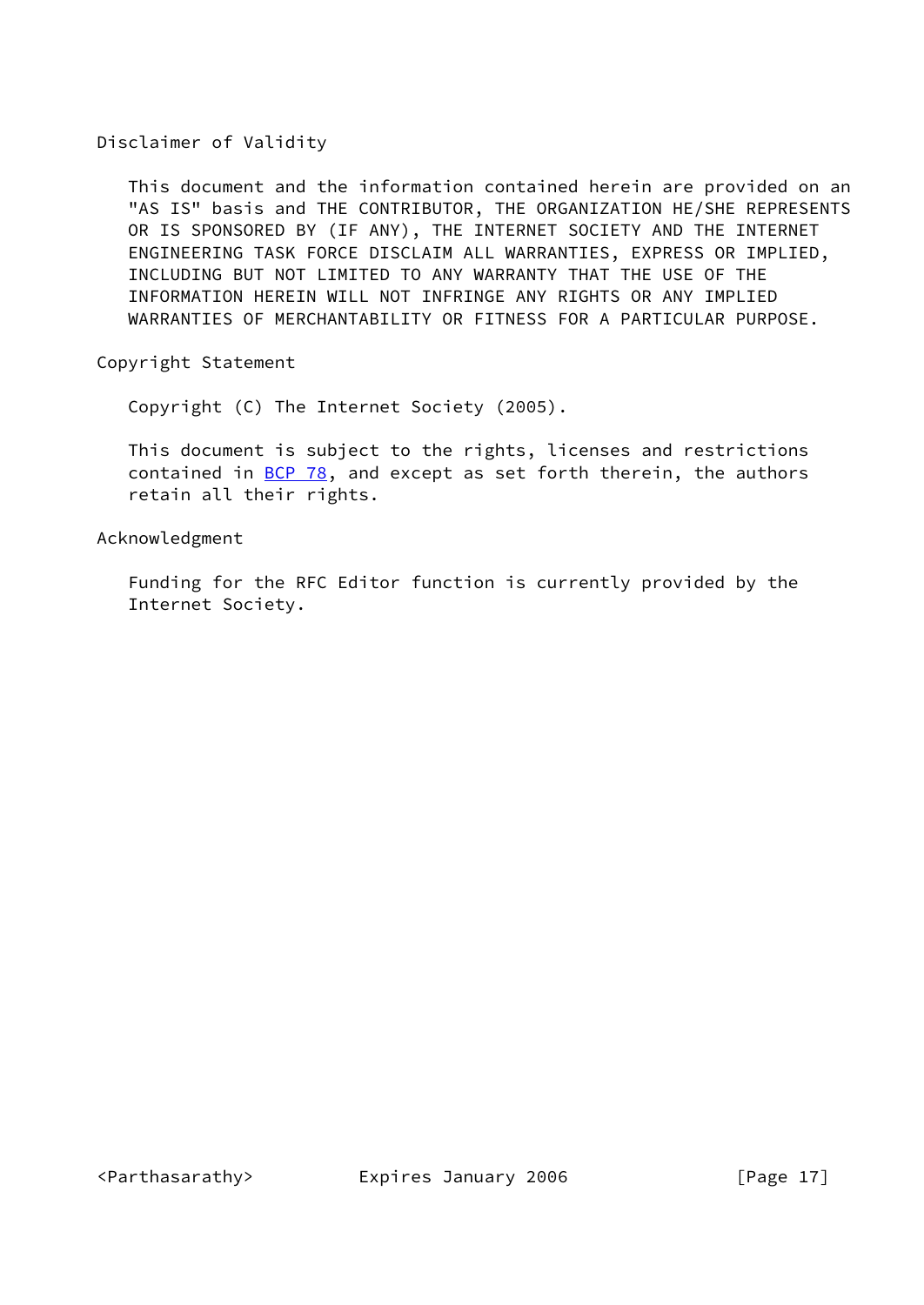## Disclaimer of Validity

This document and the information contained herein are provided on an "AS IS" basis and THE CONTRIBUTOR, THE ORGANIZATION HE/SHE REPRESENTS OR IS SPONSORED BY (IF ANY), THE INTERNET SOCIETY AND THE INTERNET ENGINEERING TASK FORCE DISCLAIM ALL WARRANTIES, EXPRESS OR IMPLIED, INCLUDING BUT NOT LIMITED TO ANY WARRANTY THAT THE USE OF THE INFORMATION HEREIN WILL NOT INFRINGE ANY RIGHTS OR ANY IMPLIED WARRANTIES OF MERCHANTABILITY OR FITNESS FOR A PARTICULAR PURPOSE.

## Copyright Statement

Copyright (C) The Internet Society (2005).

This document is subject to the rights, licenses and restrictions contained in BCP 78, and except as set forth therein, the authors retain all their rights.

## Acknowledgment

Funding for the RFC Editor function is currently provided by the Internet Society.